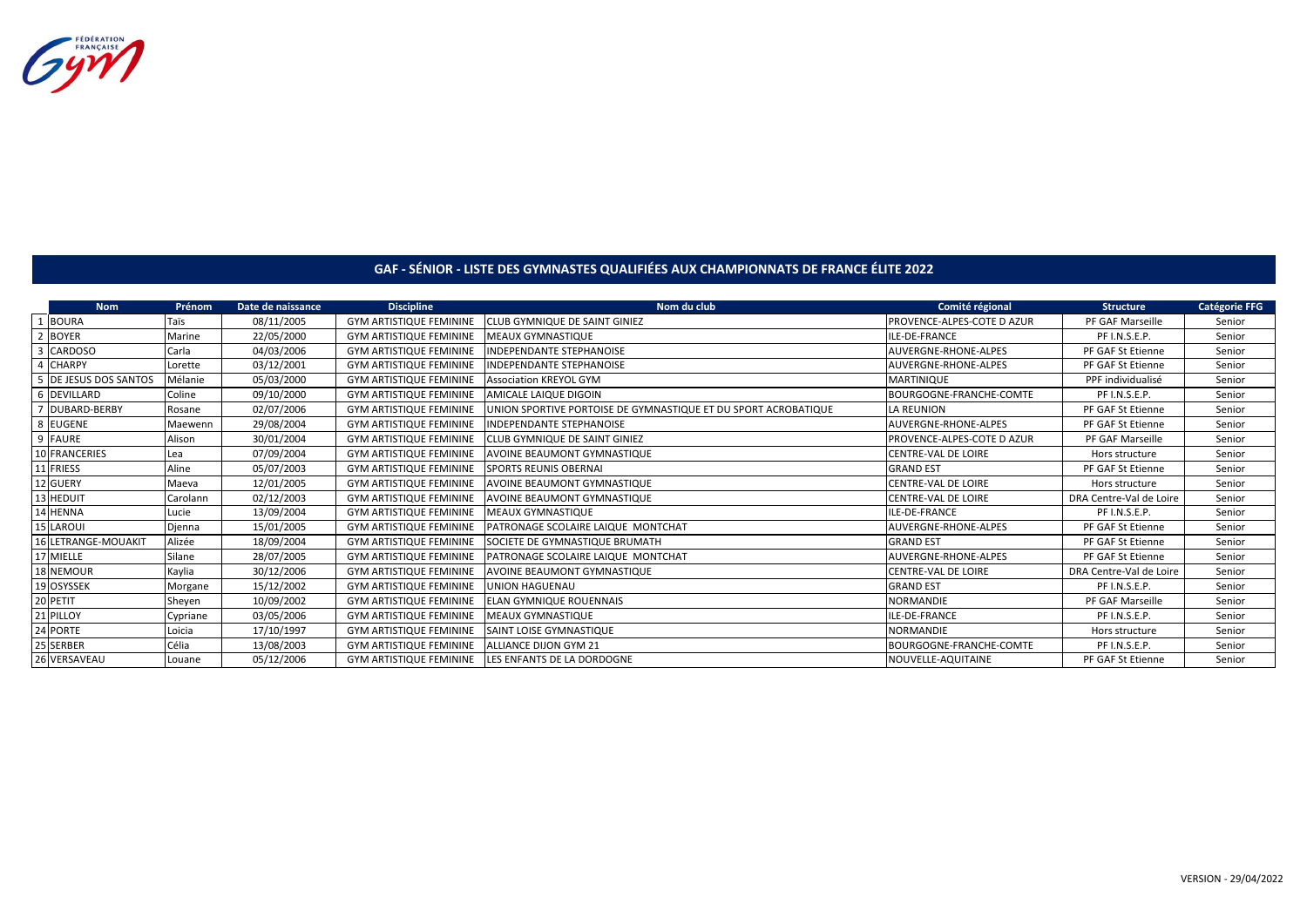## GAF - SÉNIOR - LISTE DES GYMNASTES QUALIFIÉES AUX CHAMPIONNATS DE FRANCE ÉLITE 2022

| | Nom | Prénom | Date de naissance | Discipline | Nom du club | Comité régional | Structure | Catégorie FFG |
|---|---|---|---|---|---|---|---|---|
| 1 | BOURA | Taïs | 08/11/2005 | GYM ARTISTIQUE FEMININE | CLUB GYMNIQUE DE SAINT GINIEZ | PROVENCE-ALPES-COTE D AZUR | PF GAF Marseille | Senior |
| 2 | BOYER | Marine | 22/05/2000 | GYM ARTISTIQUE FEMININE | MEAUX GYMNASTIQUE | ILE-DE-FRANCE | PF I.N.S.E.P. | Senior |
| 3 | CARDOSO | Carla | 04/03/2006 | GYM ARTISTIQUE FEMININE | INDEPENDANTE STEPHANOISE | AUVERGNE-RHONE-ALPES | PF GAF St Etienne | Senior |
| 4 | CHARPY | Lorette | 03/12/2001 | GYM ARTISTIQUE FEMININE | INDEPENDANTE STEPHANOISE | AUVERGNE-RHONE-ALPES | PF GAF St Etienne | Senior |
| 5 | DE JESUS DOS SANTOS | Mélanie | 05/03/2000 | GYM ARTISTIQUE FEMININE | Association KREYOL GYM | MARTINIQUE | PPF individualisé | Senior |
| 6 | DEVILLARD | Coline | 09/10/2000 | GYM ARTISTIQUE FEMININE | AMICALE LAIQUE DIGOIN | BOURGOGNE-FRANCHE-COMTE | PF I.N.S.E.P. | Senior |
| 7 | DUBARD-BERBY | Rosane | 02/07/2006 | GYM ARTISTIQUE FEMININE | UNION SPORTIVE PORTOISE DE GYMNASTIQUE ET DU SPORT ACROBATIQUE | LA REUNION | PF GAF St Etienne | Senior |
| 8 | EUGENE | Maewenn | 29/08/2004 | GYM ARTISTIQUE FEMININE | INDEPENDANTE STEPHANOISE | AUVERGNE-RHONE-ALPES | PF GAF St Etienne | Senior |
| 9 | FAURE | Alison | 30/01/2004 | GYM ARTISTIQUE FEMININE | CLUB GYMNIQUE DE SAINT GINIEZ | PROVENCE-ALPES-COTE D AZUR | PF GAF Marseille | Senior |
| 10 | FRANCERIES | Lea | 07/09/2004 | GYM ARTISTIQUE FEMININE | AVOINE BEAUMONT GYMNASTIQUE | CENTRE-VAL DE LOIRE | Hors structure | Senior |
| 11 | FRIESS | Aline | 05/07/2003 | GYM ARTISTIQUE FEMININE | SPORTS REUNIS OBERNAI | GRAND EST | PF GAF St Etienne | Senior |
| 12 | GUERY | Maeva | 12/01/2005 | GYM ARTISTIQUE FEMININE | AVOINE BEAUMONT GYMNASTIQUE | CENTRE-VAL DE LOIRE | Hors structure | Senior |
| 13 | HEDUIT | Carolann | 02/12/2003 | GYM ARTISTIQUE FEMININE | AVOINE BEAUMONT GYMNASTIQUE | CENTRE-VAL DE LOIRE | DRA Centre-Val de Loire | Senior |
| 14 | HENNA | Lucie | 13/09/2004 | GYM ARTISTIQUE FEMININE | MEAUX GYMNASTIQUE | ILE-DE-FRANCE | PF I.N.S.E.P. | Senior |
| 15 | LAROUI | Djenna | 15/01/2005 | GYM ARTISTIQUE FEMININE | PATRONAGE SCOLAIRE LAIQUE MONTCHAT | AUVERGNE-RHONE-ALPES | PF GAF St Etienne | Senior |
| 16 | LETRANGE-MOUAKIT | Alizée | 18/09/2004 | GYM ARTISTIQUE FEMININE | SOCIETE DE GYMNASTIQUE BRUMATH | GRAND EST | PF GAF St Etienne | Senior |
| 17 | MIELLE | Silane | 28/07/2005 | GYM ARTISTIQUE FEMININE | PATRONAGE SCOLAIRE LAIQUE MONTCHAT | AUVERGNE-RHONE-ALPES | PF GAF St Etienne | Senior |
| 18 | NEMOUR | Kaylia | 30/12/2006 | GYM ARTISTIQUE FEMININE | AVOINE BEAUMONT GYMNASTIQUE | CENTRE-VAL DE LOIRE | DRA Centre-Val de Loire | Senior |
| 19 | OSYSSEK | Morgane | 15/12/2002 | GYM ARTISTIQUE FEMININE | UNION HAGUENAU | GRAND EST | PF I.N.S.E.P. | Senior |
| 20 | PETIT | Sheyen | 10/09/2002 | GYM ARTISTIQUE FEMININE | ELAN GYMNIQUE ROUENNAIS | NORMANDIE | PF GAF Marseille | Senior |
| 21 | PILLOY | Cypriane | 03/05/2006 | GYM ARTISTIQUE FEMININE | MEAUX GYMNASTIQUE | ILE-DE-FRANCE | PF I.N.S.E.P. | Senior |
| 24 | PORTE | Loicia | 17/10/1997 | GYM ARTISTIQUE FEMININE | SAINT LOISE GYMNASTIQUE | NORMANDIE | Hors structure | Senior |
| 25 | SERBER | Célia | 13/08/2003 | GYM ARTISTIQUE FEMININE | ALLIANCE DIJON GYM 21 | BOURGOGNE-FRANCHE-COMTE | PF I.N.S.E.P. | Senior |
| 26 | VERSAVEAU | Louane | 05/12/2006 | GYM ARTISTIQUE FEMININE | LES ENFANTS DE LA DORDOGNE | NOUVELLE-AQUITAINE | PF GAF St Etienne | Senior |

VERSION - 29/04/2022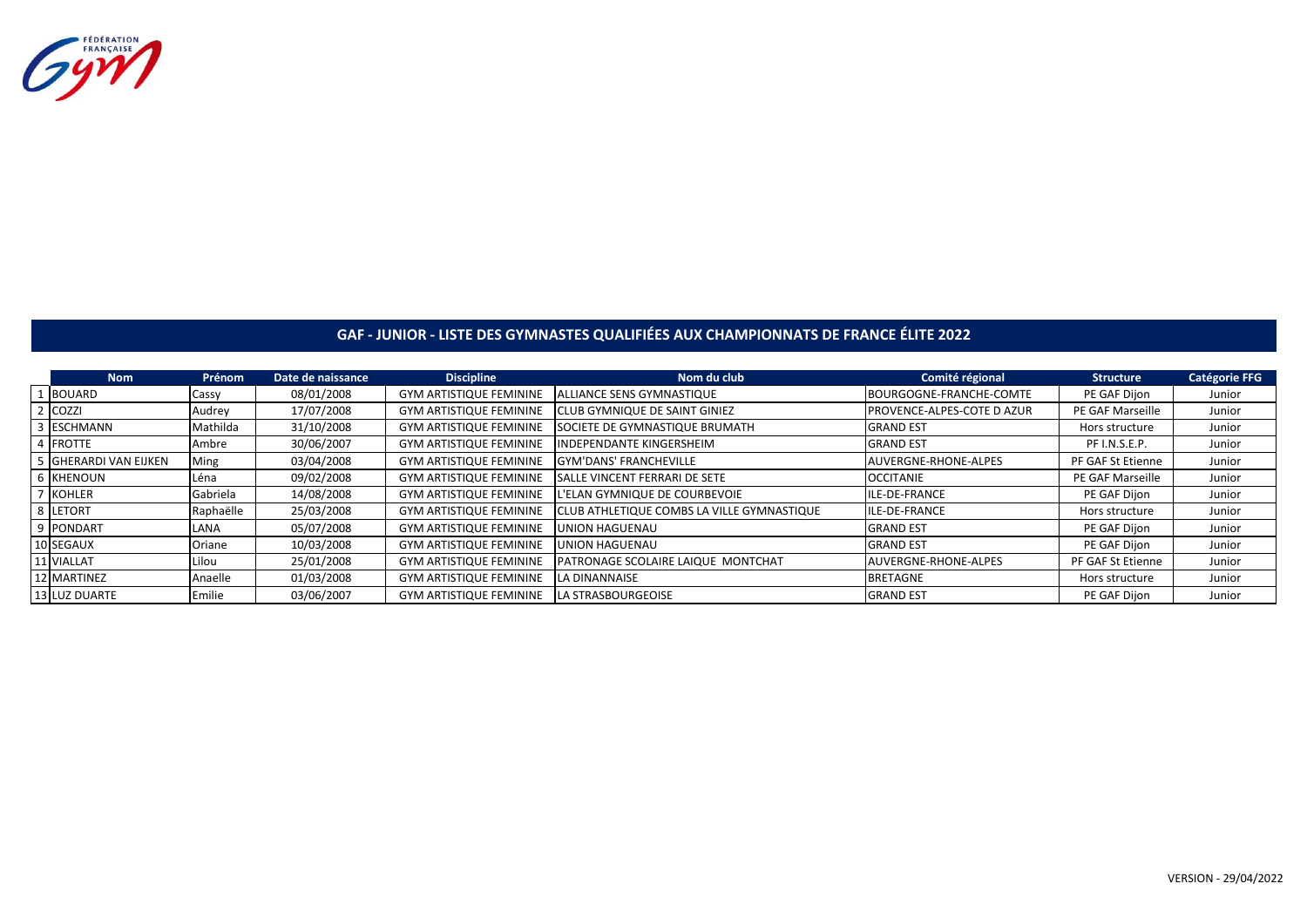## GAF - JUNIOR - LISTE DES GYMNASTES QUALIFIÉES AUX CHAMPIONNATS DE FRANCE ÉLITE 2022

| | Nom | Prénom | Date de naissance | Discipline | Nom du club | Comité régional | Structure | Catégorie FFG |
|---|---|---|---|---|---|---|---|---|
| 1 | BOUARD | Cassy | 08/01/2008 | GYM ARTISTIQUE FEMININE | ALLIANCE SENS GYMNASTIQUE | BOURGOGNE-FRANCHE-COMTE | PE GAF Dijon | Junior |
| 2 | COZZI | Audrey | 17/07/2008 | GYM ARTISTIQUE FEMININE | CLUB GYMNIQUE DE SAINT GINIEZ | PROVENCE-ALPES-COTE D AZUR | PE GAF Marseille | Junior |
| 3 | ESCHMANN | Mathilda | 31/10/2008 | GYM ARTISTIQUE FEMININE | SOCIETE DE GYMNASTIQUE BRUMATH | GRAND EST | Hors structure | Junior |
| 4 | FROTTE | Ambre | 30/06/2007 | GYM ARTISTIQUE FEMININE | INDEPENDANTE KINGERSHEIM | GRAND EST | PF I.N.S.E.P. | Junior |
| 5 | GHERARDI VAN EIJKEN | Ming | 03/04/2008 | GYM ARTISTIQUE FEMININE | GYM'DANS' FRANCHEVILLE | AUVERGNE-RHONE-ALPES | PF GAF St Etienne | Junior |
| 6 | KHENOUN | Léna | 09/02/2008 | GYM ARTISTIQUE FEMININE | SALLE VINCENT FERRARI DE SETE | OCCITANIE | PE GAF Marseille | Junior |
| 7 | KOHLER | Gabriela | 14/08/2008 | GYM ARTISTIQUE FEMININE | L'ELAN GYMNIQUE DE COURBEVOIE | ILE-DE-FRANCE | PE GAF Dijon | Junior |
| 8 | LETORT | Raphaëlle | 25/03/2008 | GYM ARTISTIQUE FEMININE | CLUB ATHLETIQUE COMBS LA VILLE GYMNASTIQUE | ILE-DE-FRANCE | Hors structure | Junior |
| 9 | PONDART | LANA | 05/07/2008 | GYM ARTISTIQUE FEMININE | UNION HAGUENAU | GRAND EST | PE GAF Dijon | Junior |
| 10 | SEGAUX | Oriane | 10/03/2008 | GYM ARTISTIQUE FEMININE | UNION HAGUENAU | GRAND EST | PE GAF Dijon | Junior |
| 11 | VIALLAT | Lilou | 25/01/2008 | GYM ARTISTIQUE FEMININE | PATRONAGE SCOLAIRE LAIQUE MONTCHAT | AUVERGNE-RHONE-ALPES | PF GAF St Etienne | Junior |
| 12 | MARTINEZ | Anaelle | 01/03/2008 | GYM ARTISTIQUE FEMININE | LA DINANNAISE | BRETAGNE | Hors structure | Junior |
| 13 | LUZ DUARTE | Emilie | 03/06/2007 | GYM ARTISTIQUE FEMININE | LA STRASBOURGEOISE | GRAND EST | PE GAF Dijon | Junior |

VERSION - 29/04/2022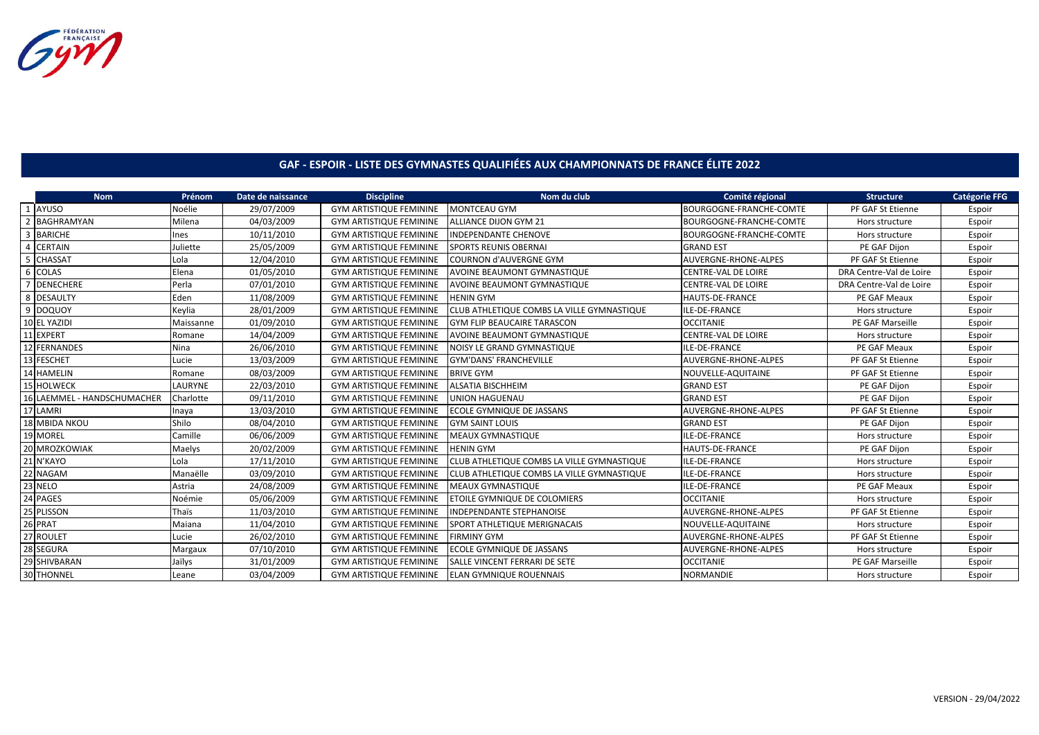## GAF - ESPOIR - LISTE DES GYMNASTES QUALIFIÉES AUX CHAMPIONNATS DE FRANCE ÉLITE 2022

| | Nom | Prénom | Date de naissance | Discipline | Nom du club | Comité régional | Structure | Catégorie FFG |
|---|---|---|---|---|---|---|---|---|
| 1 | AYUSO | Noélie | 29/07/2009 | GYM ARTISTIQUE FEMININE | MONTCEAU GYM | BOURGOGNE-FRANCHE-COMTE | PF GAF St Etienne | Espoir |
| 2 | BAGHRAMYAN | Milena | 04/03/2009 | GYM ARTISTIQUE FEMININE | ALLIANCE DIJON GYM 21 | BOURGOGNE-FRANCHE-COMTE | Hors structure | Espoir |
| 3 | BARICHE | Ines | 10/11/2010 | GYM ARTISTIQUE FEMININE | INDEPENDANTE CHENOVE | BOURGOGNE-FRANCHE-COMTE | Hors structure | Espoir |
| 4 | CERTAIN | Juliette | 25/05/2009 | GYM ARTISTIQUE FEMININE | SPORTS REUNIS OBERNAI | GRAND EST | PE GAF Dijon | Espoir |
| 5 | CHASSAT | Lola | 12/04/2010 | GYM ARTISTIQUE FEMININE | COURNON d'AUVERGNE GYM | AUVERGNE-RHONE-ALPES | PF GAF St Etienne | Espoir |
| 6 | COLAS | Elena | 01/05/2010 | GYM ARTISTIQUE FEMININE | AVOINE BEAUMONT GYMNASTIQUE | CENTRE-VAL DE LOIRE | DRA Centre-Val de Loire | Espoir |
| 7 | DENECHERE | Perla | 07/01/2010 | GYM ARTISTIQUE FEMININE | AVOINE BEAUMONT GYMNASTIQUE | CENTRE-VAL DE LOIRE | DRA Centre-Val de Loire | Espoir |
| 8 | DESAULTY | Eden | 11/08/2009 | GYM ARTISTIQUE FEMININE | HENIN GYM | HAUTS-DE-FRANCE | PE GAF Meaux | Espoir |
| 9 | DOQUOY | Keylia | 28/01/2009 | GYM ARTISTIQUE FEMININE | CLUB ATHLETIQUE COMBS LA VILLE GYMNASTIQUE | ILE-DE-FRANCE | Hors structure | Espoir |
| 10 | EL YAZIDI | Maissanne | 01/09/2010 | GYM ARTISTIQUE FEMININE | GYM FLIP BEAUCAIRE TARASCON | OCCITANIE | PE GAF Marseille | Espoir |
| 11 | EXPERT | Romane | 14/04/2009 | GYM ARTISTIQUE FEMININE | AVOINE BEAUMONT GYMNASTIQUE | CENTRE-VAL DE LOIRE | Hors structure | Espoir |
| 12 | FERNANDES | Nina | 26/06/2010 | GYM ARTISTIQUE FEMININE | NOISY LE GRAND GYMNASTIQUE | ILE-DE-FRANCE | PE GAF Meaux | Espoir |
| 13 | FESCHET | Lucie | 13/03/2009 | GYM ARTISTIQUE FEMININE | GYM'DANS' FRANCHEVILLE | AUVERGNE-RHONE-ALPES | PF GAF St Etienne | Espoir |
| 14 | HAMELIN | Romane | 08/03/2009 | GYM ARTISTIQUE FEMININE | BRIVE GYM | NOUVELLE-AQUITAINE | PF GAF St Etienne | Espoir |
| 15 | HOLWECK | LAURYNE | 22/03/2010 | GYM ARTISTIQUE FEMININE | ALSATIA BISCHHEIM | GRAND EST | PE GAF Dijon | Espoir |
| 16 | LAEMMEL - HANDSCHUMACHER | Charlotte | 09/11/2010 | GYM ARTISTIQUE FEMININE | UNION HAGUENAU | GRAND EST | PE GAF Dijon | Espoir |
| 17 | LAMRI | Inaya | 13/03/2010 | GYM ARTISTIQUE FEMININE | ECOLE GYMNIQUE DE JASSANS | AUVERGNE-RHONE-ALPES | PF GAF St Etienne | Espoir |
| 18 | MBIDA NKOU | Shilo | 08/04/2010 | GYM ARTISTIQUE FEMININE | GYM SAINT LOUIS | GRAND EST | PE GAF Dijon | Espoir |
| 19 | MOREL | Camille | 06/06/2009 | GYM ARTISTIQUE FEMININE | MEAUX GYMNASTIQUE | ILE-DE-FRANCE | Hors structure | Espoir |
| 20 | MROZKOWIAK | Maelys | 20/02/2009 | GYM ARTISTIQUE FEMININE | HENIN GYM | HAUTS-DE-FRANCE | PE GAF Dijon | Espoir |
| 21 | N'KAYO | Lola | 17/11/2010 | GYM ARTISTIQUE FEMININE | CLUB ATHLETIQUE COMBS LA VILLE GYMNASTIQUE | ILE-DE-FRANCE | Hors structure | Espoir |
| 22 | NAGAM | Manaëlle | 03/09/2010 | GYM ARTISTIQUE FEMININE | CLUB ATHLETIQUE COMBS LA VILLE GYMNASTIQUE | ILE-DE-FRANCE | Hors structure | Espoir |
| 23 | NELO | Astria | 24/08/2009 | GYM ARTISTIQUE FEMININE | MEAUX GYMNASTIQUE | ILE-DE-FRANCE | PE GAF Meaux | Espoir |
| 24 | PAGES | Noémie | 05/06/2009 | GYM ARTISTIQUE FEMININE | ETOILE GYMNIQUE DE COLOMIERS | OCCITANIE | Hors structure | Espoir |
| 25 | PLISSON | Thaïs | 11/03/2010 | GYM ARTISTIQUE FEMININE | INDEPENDANTE STEPHANOISE | AUVERGNE-RHONE-ALPES | PF GAF St Etienne | Espoir |
| 26 | PRAT | Maiana | 11/04/2010 | GYM ARTISTIQUE FEMININE | SPORT ATHLETIQUE MERIGNACAIS | NOUVELLE-AQUITAINE | Hors structure | Espoir |
| 27 | ROULET | Lucie | 26/02/2010 | GYM ARTISTIQUE FEMININE | FIRMINY GYM | AUVERGNE-RHONE-ALPES | PF GAF St Etienne | Espoir |
| 28 | SEGURA | Margaux | 07/10/2010 | GYM ARTISTIQUE FEMININE | ECOLE GYMNIQUE DE JASSANS | AUVERGNE-RHONE-ALPES | Hors structure | Espoir |
| 29 | SHIVBARAN | Jaïlys | 31/01/2009 | GYM ARTISTIQUE FEMININE | SALLE VINCENT FERRARI DE SETE | OCCITANIE | PE GAF Marseille | Espoir |
| 30 | THONNEL | Leane | 03/04/2009 | GYM ARTISTIQUE FEMININE | ELAN GYMNIQUE ROUENNAIS | NORMANDIE | Hors structure | Espoir |

VERSION - 29/04/2022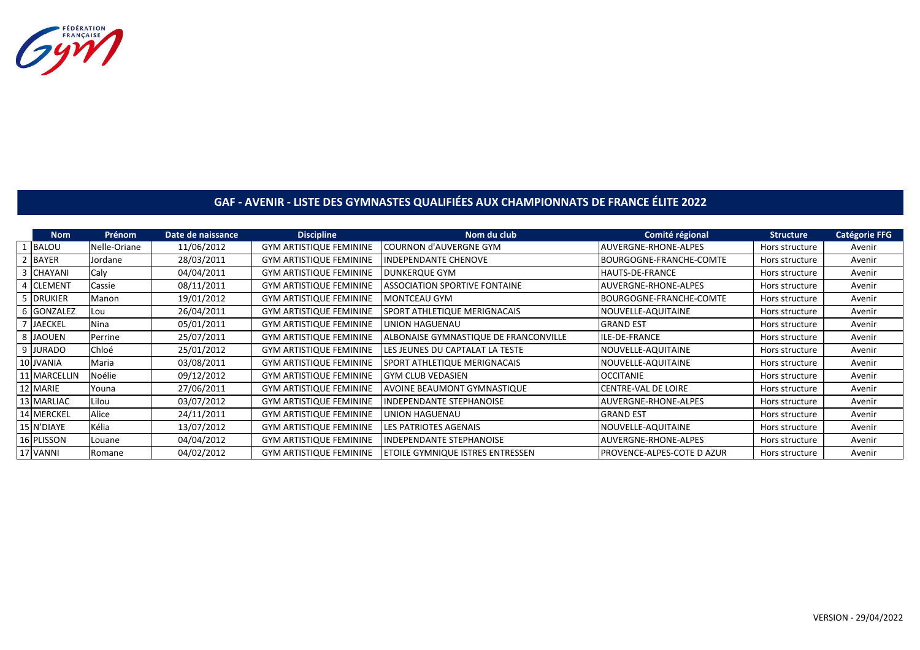## GAF - AVENIR - LISTE DES GYMNASTES QUALIFIÉES AUX CHAMPIONNATS DE FRANCE ÉLITE 2022

| | Nom | Prénom | Date de naissance | Discipline | Nom du club | Comité régional | Structure | Catégorie FFG |
|---|---|---|---|---|---|---|---|---|
| 1 | BALOU | Nelle-Oriane | 11/06/2012 | GYM ARTISTIQUE FEMININE | COURNON d'AUVERGNE GYM | AUVERGNE-RHONE-ALPES | Hors structure | Avenir |
| 2 | BAYER | Jordane | 28/03/2011 | GYM ARTISTIQUE FEMININE | INDEPENDANTE CHENOVE | BOURGOGNE-FRANCHE-COMTE | Hors structure | Avenir |
| 3 | CHAYANI | Caly | 04/04/2011 | GYM ARTISTIQUE FEMININE | DUNKERQUE GYM | HAUTS-DE-FRANCE | Hors structure | Avenir |
| 4 | CLEMENT | Cassie | 08/11/2011 | GYM ARTISTIQUE FEMININE | ASSOCIATION SPORTIVE FONTAINE | AUVERGNE-RHONE-ALPES | Hors structure | Avenir |
| 5 | DRUKIER | Manon | 19/01/2012 | GYM ARTISTIQUE FEMININE | MONTCEAU GYM | BOURGOGNE-FRANCHE-COMTE | Hors structure | Avenir |
| 6 | GONZALEZ | Lou | 26/04/2011 | GYM ARTISTIQUE FEMININE | SPORT ATHLETIQUE MERIGNACAIS | NOUVELLE-AQUITAINE | Hors structure | Avenir |
| 7 | JAECKEL | Nina | 05/01/2011 | GYM ARTISTIQUE FEMININE | UNION HAGUENAU | GRAND EST | Hors structure | Avenir |
| 8 | JAOUEN | Perrine | 25/07/2011 | GYM ARTISTIQUE FEMININE | ALBONAISE GYMNASTIQUE DE FRANCONVILLE | ILE-DE-FRANCE | Hors structure | Avenir |
| 9 | JURADO | Chloé | 25/01/2012 | GYM ARTISTIQUE FEMININE | LES JEUNES DU CAPTALAT LA TESTE | NOUVELLE-AQUITAINE | Hors structure | Avenir |
| 10 | JVANIA | Maria | 03/08/2011 | GYM ARTISTIQUE FEMININE | SPORT ATHLETIQUE MERIGNACAIS | NOUVELLE-AQUITAINE | Hors structure | Avenir |
| 11 | MARCELLIN | Noélie | 09/12/2012 | GYM ARTISTIQUE FEMININE | GYM CLUB VEDASIEN | OCCITANIE | Hors structure | Avenir |
| 12 | MARIE | Youna | 27/06/2011 | GYM ARTISTIQUE FEMININE | AVOINE BEAUMONT GYMNASTIQUE | CENTRE-VAL DE LOIRE | Hors structure | Avenir |
| 13 | MARLIAC | Lilou | 03/07/2012 | GYM ARTISTIQUE FEMININE | INDEPENDANTE STEPHANOISE | AUVERGNE-RHONE-ALPES | Hors structure | Avenir |
| 14 | MERCKEL | Alice | 24/11/2011 | GYM ARTISTIQUE FEMININE | UNION HAGUENAU | GRAND EST | Hors structure | Avenir |
| 15 | N'DIAYE | Kélia | 13/07/2012 | GYM ARTISTIQUE FEMININE | LES PATRIOTES AGENAIS | NOUVELLE-AQUITAINE | Hors structure | Avenir |
| 16 | PLISSON | Louane | 04/04/2012 | GYM ARTISTIQUE FEMININE | INDEPENDANTE STEPHANOISE | AUVERGNE-RHONE-ALPES | Hors structure | Avenir |
| 17 | VANNI | Romane | 04/02/2012 | GYM ARTISTIQUE FEMININE | ETOILE GYMNIQUE ISTRES ENTRESSEN | PROVENCE-ALPES-COTE D AZUR | Hors structure | Avenir |

VERSION - 29/04/2022